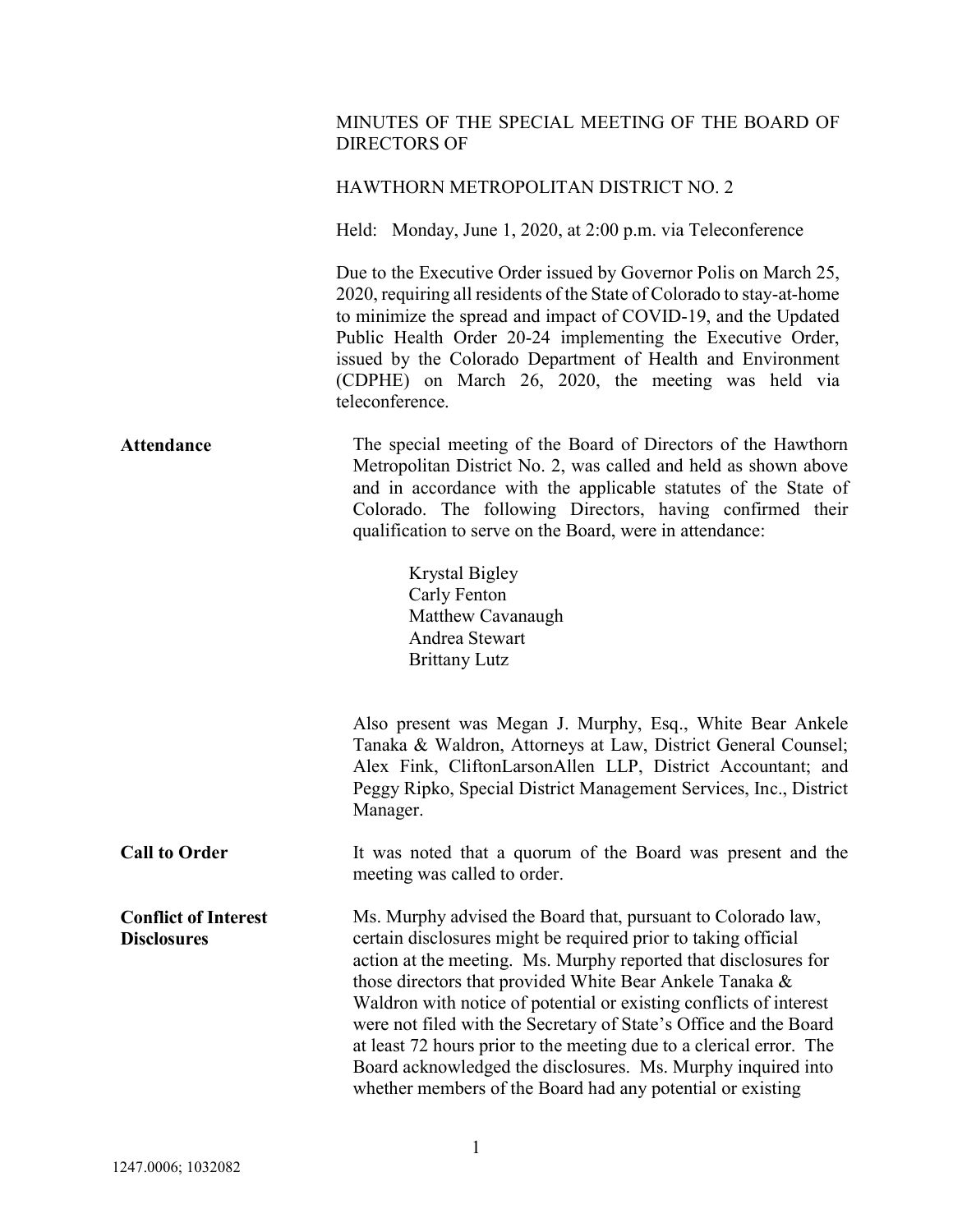MINUTES OF THE SPECIAL MEETING OF THE BOARD OF DIRECTORS OF

HAWTHORN METROPOLITAN DISTRICT NO. 2

Held: Monday, June 1, 2020, at 2:00 p.m. via Teleconference

Due to the Executive Order issued by Governor Polis on March 25, 2020, requiring all residents of the State of Colorado to stay-at-home to minimize the spread and impact of COVID-19, and the Updated Public Health Order 20-24 implementing the Executive Order, issued by the Colorado Department of Health and Environment (CDPHE) on March 26, 2020, the meeting was held via teleconference.

**Attendance**

The special meeting of the Board of Directors of the Hawthorn Metropolitan District No. 2, was called and held as shown above and in accordance with the applicable statutes of the State of Colorado. The following Directors, having confirmed their qualification to serve on the Board, were in attendance:

Krystal Bigley
Carly Fenton
Matthew Cavanaugh
Andrea Stewart
Brittany Lutz

Also present was Megan J. Murphy, Esq., White Bear Ankele Tanaka & Waldron, Attorneys at Law, District General Counsel; Alex Fink, CliftonLarsonAllen LLP, District Accountant; and Peggy Ripko, Special District Management Services, Inc., District Manager.

**Call to Order**

It was noted that a quorum of the Board was present and the meeting was called to order.

**Conflict of Interest Disclosures**

Ms. Murphy advised the Board that, pursuant to Colorado law, certain disclosures might be required prior to taking official action at the meeting. Ms. Murphy reported that disclosures for those directors that provided White Bear Ankele Tanaka & Waldron with notice of potential or existing conflicts of interest were not filed with the Secretary of State's Office and the Board at least 72 hours prior to the meeting due to a clerical error. The Board acknowledged the disclosures. Ms. Murphy inquired into whether members of the Board had any potential or existing

1247.0006; 1032082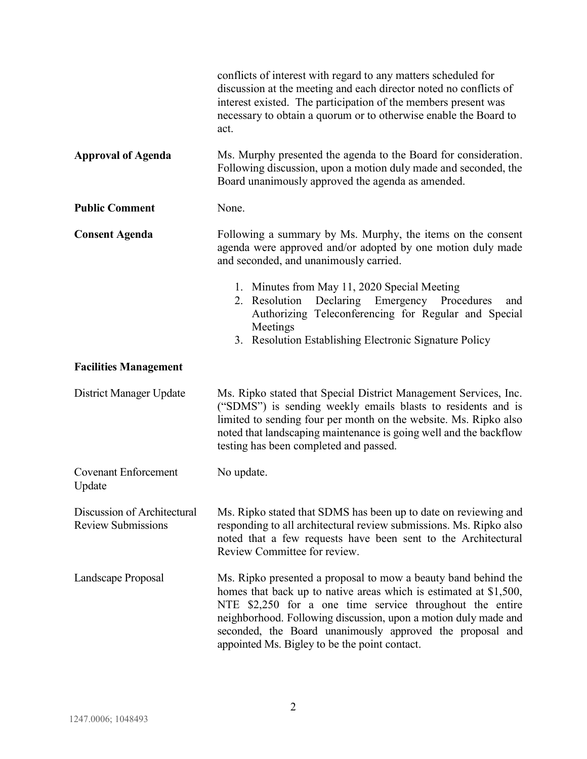conflicts of interest with regard to any matters scheduled for discussion at the meeting and each director noted no conflicts of interest existed. The participation of the members present was necessary to obtain a quorum or to otherwise enable the Board to act.

**Approval of Agenda**

Ms. Murphy presented the agenda to the Board for consideration. Following discussion, upon a motion duly made and seconded, the Board unanimously approved the agenda as amended.

**Public Comment**

None.

**Consent Agenda**

Following a summary by Ms. Murphy, the items on the consent agenda were approved and/or adopted by one motion duly made and seconded, and unanimously carried.

1. Minutes from May 11, 2020 Special Meeting
2. Resolution Declaring Emergency Procedures and Authorizing Teleconferencing for Regular and Special Meetings
3. Resolution Establishing Electronic Signature Policy

**Facilities Management**

District Manager Update

Ms. Ripko stated that Special District Management Services, Inc. ("SDMS") is sending weekly emails blasts to residents and is limited to sending four per month on the website. Ms. Ripko also noted that landscaping maintenance is going well and the backflow testing has been completed and passed.

Covenant Enforcement Update

No update.

Discussion of Architectural Review Submissions

Ms. Ripko stated that SDMS has been up to date on reviewing and responding to all architectural review submissions. Ms. Ripko also noted that a few requests have been sent to the Architectural Review Committee for review.

Landscape Proposal

Ms. Ripko presented a proposal to mow a beauty band behind the homes that back up to native areas which is estimated at $1,500, NTE $2,250 for a one time service throughout the entire neighborhood. Following discussion, upon a motion duly made and seconded, the Board unanimously approved the proposal and appointed Ms. Bigley to be the point contact.

1247.0006; 1048493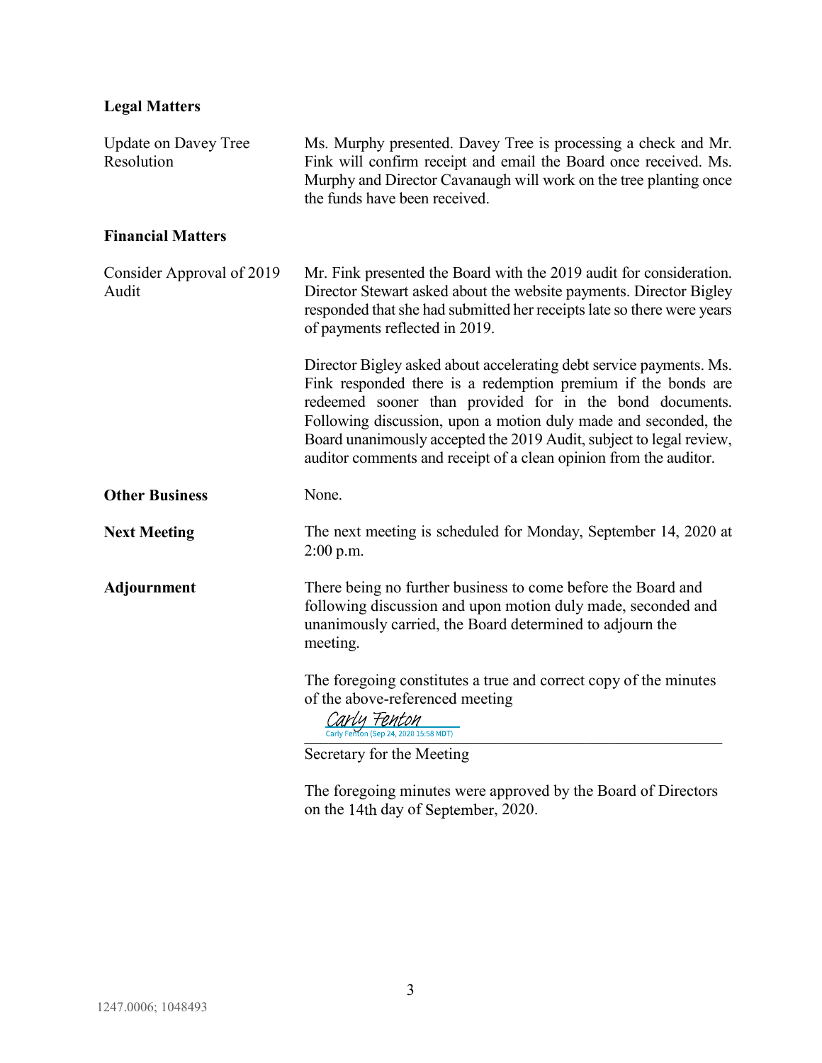**Legal Matters**

| | |
|---|---|
| Update on Davey Tree Resolution | Ms. Murphy presented. Davey Tree is processing a check and Mr. Fink will confirm receipt and email the Board once received. Ms. Murphy and Director Cavanaugh will work on the tree planting once the funds have been received. |

**Financial Matters**

| | |
|---|---|
| Consider Approval of 2019 Audit | Mr. Fink presented the Board with the 2019 audit for consideration. Director Stewart asked about the website payments. Director Bigley responded that she had submitted her receipts late so there were years of payments reflected in 2019.<br><br>Director Bigley asked about accelerating debt service payments. Ms. Fink responded there is a redemption premium if the bonds are redeemed sooner than provided for in the bond documents. Following discussion, upon a motion duly made and seconded, the Board unanimously accepted the 2019 Audit, subject to legal review, auditor comments and receipt of a clean opinion from the auditor. |
| **Other Business** | None. |
| **Next Meeting** | The next meeting is scheduled for Monday, September 14, 2020 at 2:00 p.m. |
| **Adjournment** | There being no further business to come before the Board and following discussion and upon motion duly made, seconded and unanimously carried, the Board determined to adjourn the meeting. |

The foregoing constitutes a true and correct copy of the minutes of the above-referenced meeting

Carly Fenton
Carly Fenton (Sep 24, 2020 15:58 MDT)

Secretary for the Meeting

The foregoing minutes were approved by the Board of Directors on the 14th day of September, 2020.

1247.0006; 1048493